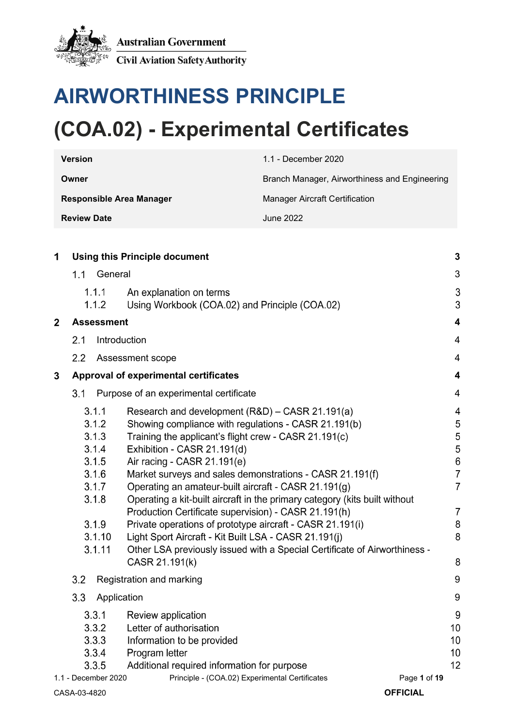Australian Government
Civil Aviation Safety Authority

# AIRWORTHINESS PRINCIPLE

# (COA.02) - Experimental Certificates

| | |
|---|---|
| **Version** | 1.1 - December 2020 |
| **Owner** | Branch Manager, Airworthiness and Engineering |
| **Responsible Area Manager** | Manager Aircraft Certification |
| **Review Date** | June 2022 |

| | | |
|---|---|---|
| **1** | **Using this Principle document** | **3** |
| 1.1 | General | 3 |
| 1.1.1 | An explanation on terms | 3 |
| 1.1.2 | Using Workbook (COA.02) and Principle (COA.02) | 3 |
| **2** | **Assessment** | **4** |
| 2.1 | Introduction | 4 |
| 2.2 | Assessment scope | 4 |
| **3** | **Approval of experimental certificates** | **4** |
| 3.1 | Purpose of an experimental certificate | 4 |
| 3.1.1 | Research and development (R&D) – CASR 21.191(a) | 4 |
| 3.1.2 | Showing compliance with regulations - CASR 21.191(b) | 5 |
| 3.1.3 | Training the applicant's flight crew - CASR 21.191(c) | 5 |
| 3.1.4 | Exhibition - CASR 21.191(d) | 5 |
| 3.1.5 | Air racing - CASR 21.191(e) | 6 |
| 3.1.6 | Market surveys and sales demonstrations - CASR 21.191(f) | 7 |
| 3.1.7 | Operating an amateur-built aircraft - CASR 21.191(g) | 7 |
| 3.1.8 | Operating a kit-built aircraft in the primary category (kits built without Production Certificate supervision) - CASR 21.191(h) | 7 |
| 3.1.9 | Private operations of prototype aircraft - CASR 21.191(i) | 8 |
| 3.1.10 | Light Sport Aircraft - Kit Built LSA - CASR 21.191(j) | 8 |
| 3.1.11 | Other LSA previously issued with a Special Certificate of Airworthiness - CASR 21.191(k) | 8 |
| 3.2 | Registration and marking | 9 |
| 3.3 | Application | 9 |
| 3.3.1 | Review application | 9 |
| 3.3.2 | Letter of authorisation | 10 |
| 3.3.3 | Information to be provided | 10 |
| 3.3.4 | Program letter | 10 |
| 3.3.5 | Additional required information for purpose | 12 |

CASA-03-4820

OFFICIAL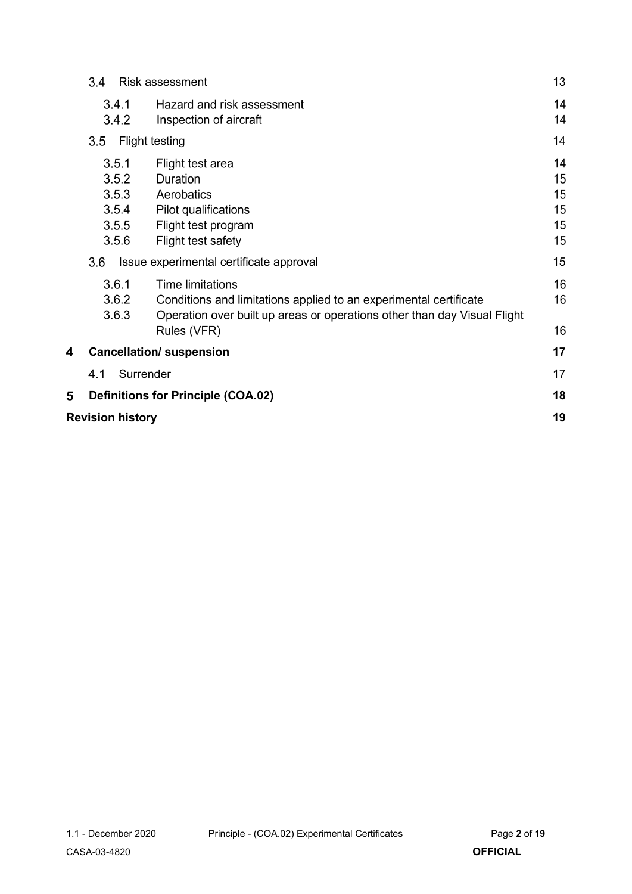- 3.4 Risk assessment — 13
  - 3.4.1 Hazard and risk assessment — 14
  - 3.4.2 Inspection of aircraft — 14
- 3.5 Flight testing — 14
  - 3.5.1 Flight test area — 14
  - 3.5.2 Duration — 15
  - 3.5.3 Aerobatics — 15
  - 3.5.4 Pilot qualifications — 15
  - 3.5.5 Flight test program — 15
  - 3.5.6 Flight test safety — 15
- 3.6 Issue experimental certificate approval — 15
  - 3.6.1 Time limitations — 16
  - 3.6.2 Conditions and limitations applied to an experimental certificate — 16
  - 3.6.3 Operation over built up areas or operations other than day Visual Flight Rules (VFR) — 16

**4 Cancellation/ suspension — 17**

- 4.1 Surrender — 17

**5 Definitions for Principle (COA.02) — 18**

**Revision history — 19**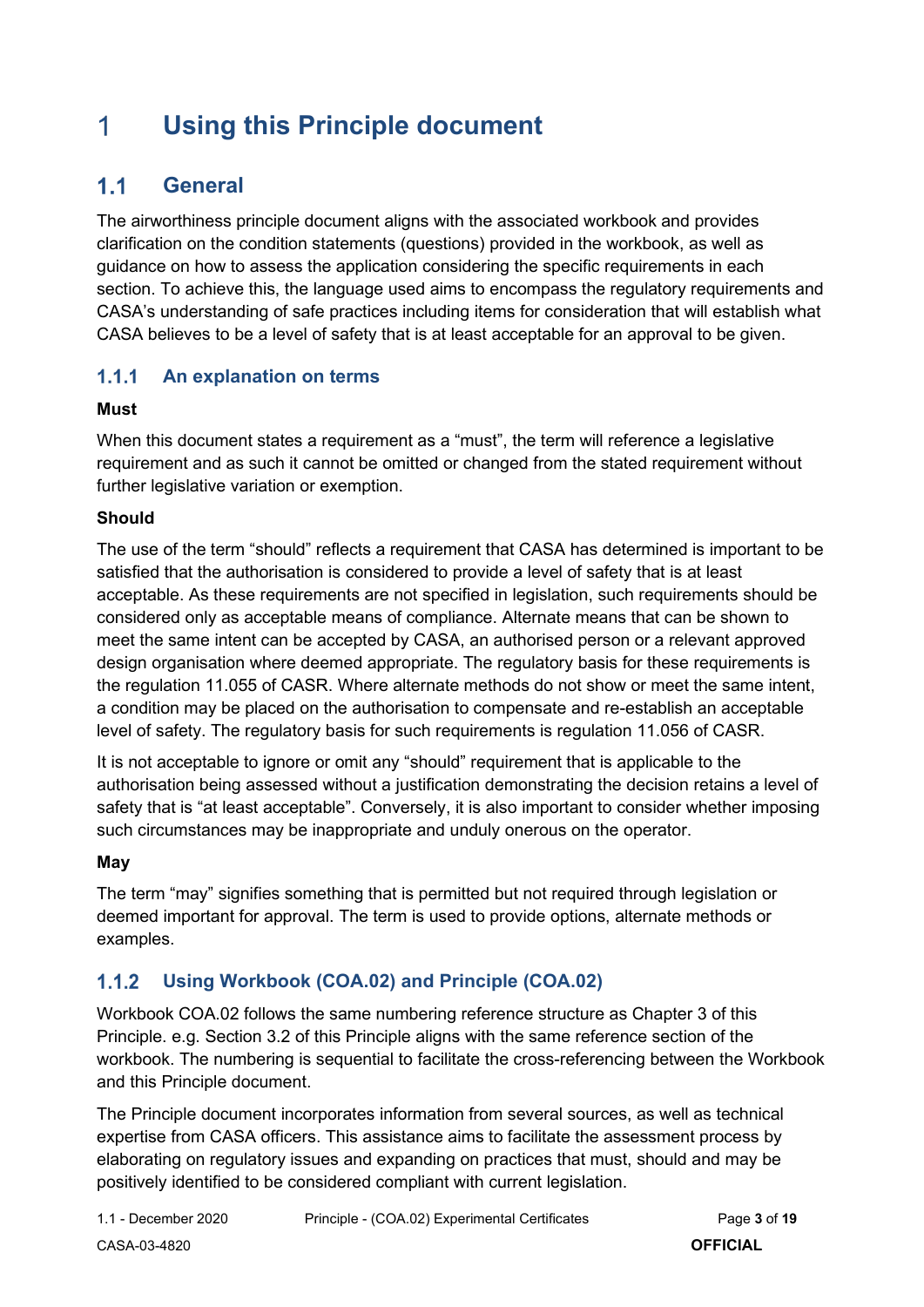# 1 Using this Principle document

## 1.1 General

The airworthiness principle document aligns with the associated workbook and provides clarification on the condition statements (questions) provided in the workbook, as well as guidance on how to assess the application considering the specific requirements in each section. To achieve this, the language used aims to encompass the regulatory requirements and CASA's understanding of safe practices including items for consideration that will establish what CASA believes to be a level of safety that is at least acceptable for an approval to be given.

### 1.1.1 An explanation on terms

**Must**

When this document states a requirement as a "must", the term will reference a legislative requirement and as such it cannot be omitted or changed from the stated requirement without further legislative variation or exemption.

**Should**

The use of the term "should" reflects a requirement that CASA has determined is important to be satisfied that the authorisation is considered to provide a level of safety that is at least acceptable. As these requirements are not specified in legislation, such requirements should be considered only as acceptable means of compliance. Alternate means that can be shown to meet the same intent can be accepted by CASA, an authorised person or a relevant approved design organisation where deemed appropriate. The regulatory basis for these requirements is the regulation 11.055 of CASR. Where alternate methods do not show or meet the same intent, a condition may be placed on the authorisation to compensate and re-establish an acceptable level of safety. The regulatory basis for such requirements is regulation 11.056 of CASR.

It is not acceptable to ignore or omit any "should" requirement that is applicable to the authorisation being assessed without a justification demonstrating the decision retains a level of safety that is "at least acceptable". Conversely, it is also important to consider whether imposing such circumstances may be inappropriate and unduly onerous on the operator.

**May**

The term "may" signifies something that is permitted but not required through legislation or deemed important for approval. The term is used to provide options, alternate methods or examples.

### 1.1.2 Using Workbook (COA.02) and Principle (COA.02)

Workbook COA.02 follows the same numbering reference structure as Chapter 3 of this Principle. e.g. Section 3.2 of this Principle aligns with the same reference section of the workbook. The numbering is sequential to facilitate the cross-referencing between the Workbook and this Principle document.

The Principle document incorporates information from several sources, as well as technical expertise from CASA officers. This assistance aims to facilitate the assessment process by elaborating on regulatory issues and expanding on practices that must, should and may be positively identified to be considered compliant with current legislation.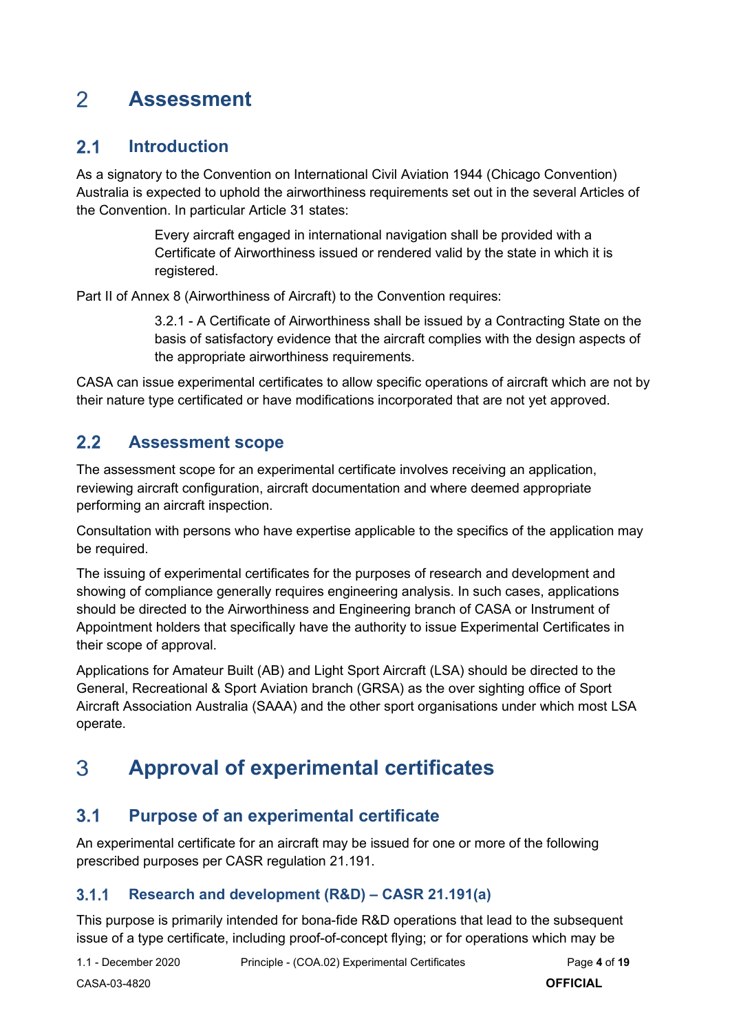# 2 Assessment

## 2.1 Introduction

As a signatory to the Convention on International Civil Aviation 1944 (Chicago Convention) Australia is expected to uphold the airworthiness requirements set out in the several Articles of the Convention. In particular Article 31 states:

> Every aircraft engaged in international navigation shall be provided with a Certificate of Airworthiness issued or rendered valid by the state in which it is registered.

Part II of Annex 8 (Airworthiness of Aircraft) to the Convention requires:

> 3.2.1 - A Certificate of Airworthiness shall be issued by a Contracting State on the basis of satisfactory evidence that the aircraft complies with the design aspects of the appropriate airworthiness requirements.

CASA can issue experimental certificates to allow specific operations of aircraft which are not by their nature type certificated or have modifications incorporated that are not yet approved.

## 2.2 Assessment scope

The assessment scope for an experimental certificate involves receiving an application, reviewing aircraft configuration, aircraft documentation and where deemed appropriate performing an aircraft inspection.

Consultation with persons who have expertise applicable to the specifics of the application may be required.

The issuing of experimental certificates for the purposes of research and development and showing of compliance generally requires engineering analysis. In such cases, applications should be directed to the Airworthiness and Engineering branch of CASA or Instrument of Appointment holders that specifically have the authority to issue Experimental Certificates in their scope of approval.

Applications for Amateur Built (AB) and Light Sport Aircraft (LSA) should be directed to the General, Recreational & Sport Aviation branch (GRSA) as the over sighting office of Sport Aircraft Association Australia (SAAA) and the other sport organisations under which most LSA operate.

# 3 Approval of experimental certificates

## 3.1 Purpose of an experimental certificate

An experimental certificate for an aircraft may be issued for one or more of the following prescribed purposes per CASR regulation 21.191.

### 3.1.1 Research and development (R&D) – CASR 21.191(a)

This purpose is primarily intended for bona-fide R&D operations that lead to the subsequent issue of a type certificate, including proof-of-concept flying; or for operations which may be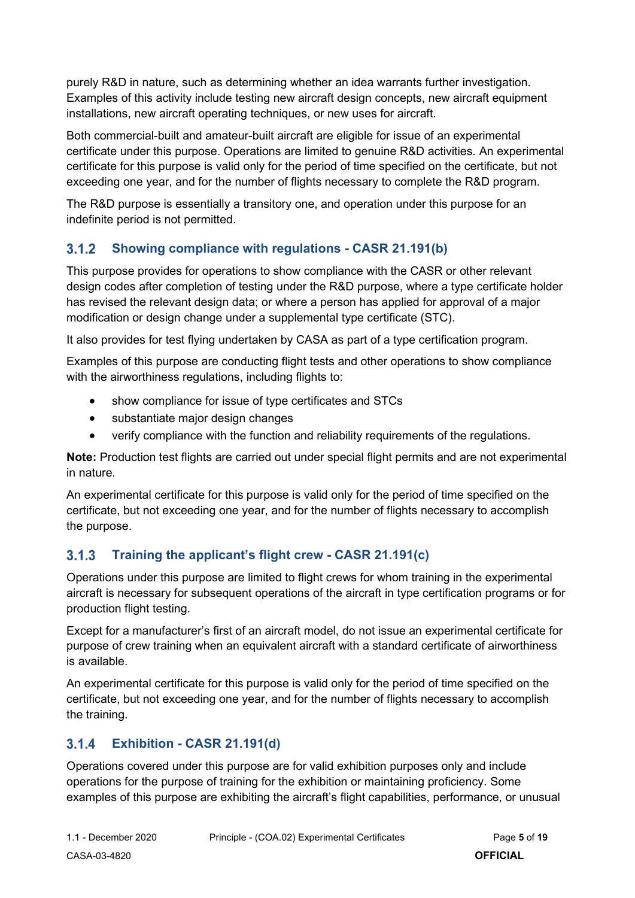purely R&D in nature, such as determining whether an idea warrants further investigation. Examples of this activity include testing new aircraft design concepts, new aircraft equipment installations, new aircraft operating techniques, or new uses for aircraft.

Both commercial-built and amateur-built aircraft are eligible for issue of an experimental certificate under this purpose. Operations are limited to genuine R&D activities. An experimental certificate for this purpose is valid only for the period of time specified on the certificate, but not exceeding one year, and for the number of flights necessary to complete the R&D program.

The R&D purpose is essentially a transitory one, and operation under this purpose for an indefinite period is not permitted.

### 3.1.2 Showing compliance with regulations - CASR 21.191(b)

This purpose provides for operations to show compliance with the CASR or other relevant design codes after completion of testing under the R&D purpose, where a type certificate holder has revised the relevant design data; or where a person has applied for approval of a major modification or design change under a supplemental type certificate (STC).

It also provides for test flying undertaken by CASA as part of a type certification program.

Examples of this purpose are conducting flight tests and other operations to show compliance with the airworthiness regulations, including flights to:

- show compliance for issue of type certificates and STCs
- substantiate major design changes
- verify compliance with the function and reliability requirements of the regulations.

**Note:** Production test flights are carried out under special flight permits and are not experimental in nature.

An experimental certificate for this purpose is valid only for the period of time specified on the certificate, but not exceeding one year, and for the number of flights necessary to accomplish the purpose.

### 3.1.3 Training the applicant's flight crew - CASR 21.191(c)

Operations under this purpose are limited to flight crews for whom training in the experimental aircraft is necessary for subsequent operations of the aircraft in type certification programs or for production flight testing.

Except for a manufacturer's first of an aircraft model, do not issue an experimental certificate for purpose of crew training when an equivalent aircraft with a standard certificate of airworthiness is available.

An experimental certificate for this purpose is valid only for the period of time specified on the certificate, but not exceeding one year, and for the number of flights necessary to accomplish the training.

### 3.1.4 Exhibition - CASR 21.191(d)

Operations covered under this purpose are for valid exhibition purposes only and include operations for the purpose of training for the exhibition or maintaining proficiency. Some examples of this purpose are exhibiting the aircraft's flight capabilities, performance, or unusual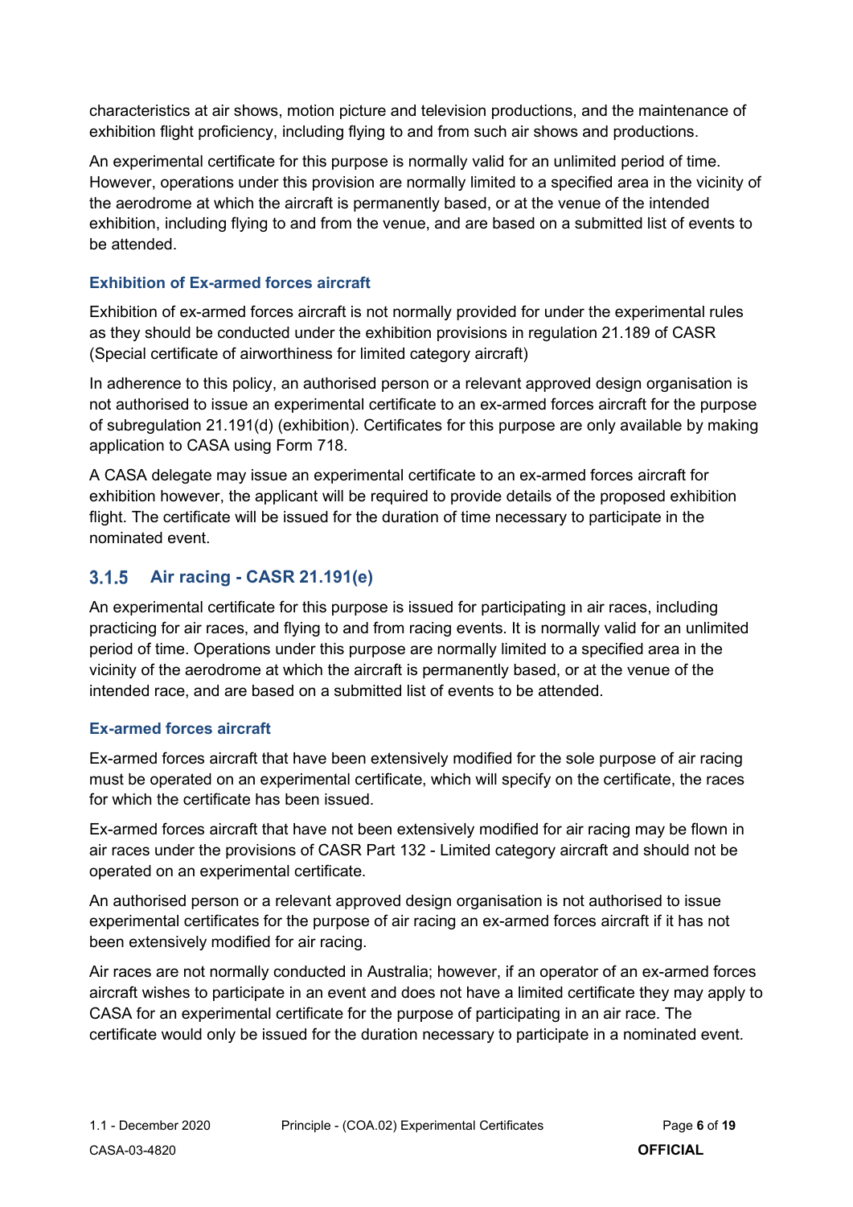characteristics at air shows, motion picture and television productions, and the maintenance of exhibition flight proficiency, including flying to and from such air shows and productions.

An experimental certificate for this purpose is normally valid for an unlimited period of time. However, operations under this provision are normally limited to a specified area in the vicinity of the aerodrome at which the aircraft is permanently based, or at the venue of the intended exhibition, including flying to and from the venue, and are based on a submitted list of events to be attended.

#### Exhibition of Ex-armed forces aircraft

Exhibition of ex-armed forces aircraft is not normally provided for under the experimental rules as they should be conducted under the exhibition provisions in regulation 21.189 of CASR (Special certificate of airworthiness for limited category aircraft)

In adherence to this policy, an authorised person or a relevant approved design organisation is not authorised to issue an experimental certificate to an ex-armed forces aircraft for the purpose of subregulation 21.191(d) (exhibition). Certificates for this purpose are only available by making application to CASA using Form 718.

A CASA delegate may issue an experimental certificate to an ex-armed forces aircraft for exhibition however, the applicant will be required to provide details of the proposed exhibition flight. The certificate will be issued for the duration of time necessary to participate in the nominated event.

### 3.1.5 Air racing - CASR 21.191(e)

An experimental certificate for this purpose is issued for participating in air races, including practicing for air races, and flying to and from racing events. It is normally valid for an unlimited period of time. Operations under this purpose are normally limited to a specified area in the vicinity of the aerodrome at which the aircraft is permanently based, or at the venue of the intended race, and are based on a submitted list of events to be attended.

#### Ex-armed forces aircraft

Ex-armed forces aircraft that have been extensively modified for the sole purpose of air racing must be operated on an experimental certificate, which will specify on the certificate, the races for which the certificate has been issued.

Ex-armed forces aircraft that have not been extensively modified for air racing may be flown in air races under the provisions of CASR Part 132 - Limited category aircraft and should not be operated on an experimental certificate.

An authorised person or a relevant approved design organisation is not authorised to issue experimental certificates for the purpose of air racing an ex-armed forces aircraft if it has not been extensively modified for air racing.

Air races are not normally conducted in Australia; however, if an operator of an ex-armed forces aircraft wishes to participate in an event and does not have a limited certificate they may apply to CASA for an experimental certificate for the purpose of participating in an air race. The certificate would only be issued for the duration necessary to participate in a nominated event.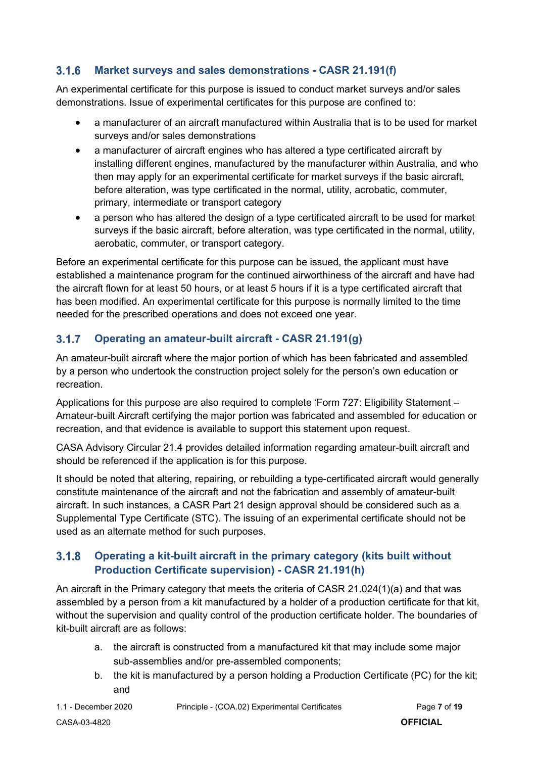### 3.1.6 Market surveys and sales demonstrations - CASR 21.191(f)

An experimental certificate for this purpose is issued to conduct market surveys and/or sales demonstrations. Issue of experimental certificates for this purpose are confined to:

- a manufacturer of an aircraft manufactured within Australia that is to be used for market surveys and/or sales demonstrations
- a manufacturer of aircraft engines who has altered a type certificated aircraft by installing different engines, manufactured by the manufacturer within Australia, and who then may apply for an experimental certificate for market surveys if the basic aircraft, before alteration, was type certificated in the normal, utility, acrobatic, commuter, primary, intermediate or transport category
- a person who has altered the design of a type certificated aircraft to be used for market surveys if the basic aircraft, before alteration, was type certificated in the normal, utility, aerobatic, commuter, or transport category.

Before an experimental certificate for this purpose can be issued, the applicant must have established a maintenance program for the continued airworthiness of the aircraft and have had the aircraft flown for at least 50 hours, or at least 5 hours if it is a type certificated aircraft that has been modified. An experimental certificate for this purpose is normally limited to the time needed for the prescribed operations and does not exceed one year.

### 3.1.7 Operating an amateur-built aircraft - CASR 21.191(g)

An amateur-built aircraft where the major portion of which has been fabricated and assembled by a person who undertook the construction project solely for the person's own education or recreation.

Applications for this purpose are also required to complete 'Form 727: Eligibility Statement – Amateur-built Aircraft certifying the major portion was fabricated and assembled for education or recreation, and that evidence is available to support this statement upon request.

CASA Advisory Circular 21.4 provides detailed information regarding amateur-built aircraft and should be referenced if the application is for this purpose.

It should be noted that altering, repairing, or rebuilding a type-certificated aircraft would generally constitute maintenance of the aircraft and not the fabrication and assembly of amateur-built aircraft. In such instances, a CASR Part 21 design approval should be considered such as a Supplemental Type Certificate (STC). The issuing of an experimental certificate should not be used as an alternate method for such purposes.

### 3.1.8 Operating a kit-built aircraft in the primary category (kits built without Production Certificate supervision) - CASR 21.191(h)

An aircraft in the Primary category that meets the criteria of CASR 21.024(1)(a) and that was assembled by a person from a kit manufactured by a holder of a production certificate for that kit, without the supervision and quality control of the production certificate holder. The boundaries of kit-built aircraft are as follows:

a. the aircraft is constructed from a manufactured kit that may include some major sub-assemblies and/or pre-assembled components;
b. the kit is manufactured by a person holding a Production Certificate (PC) for the kit; and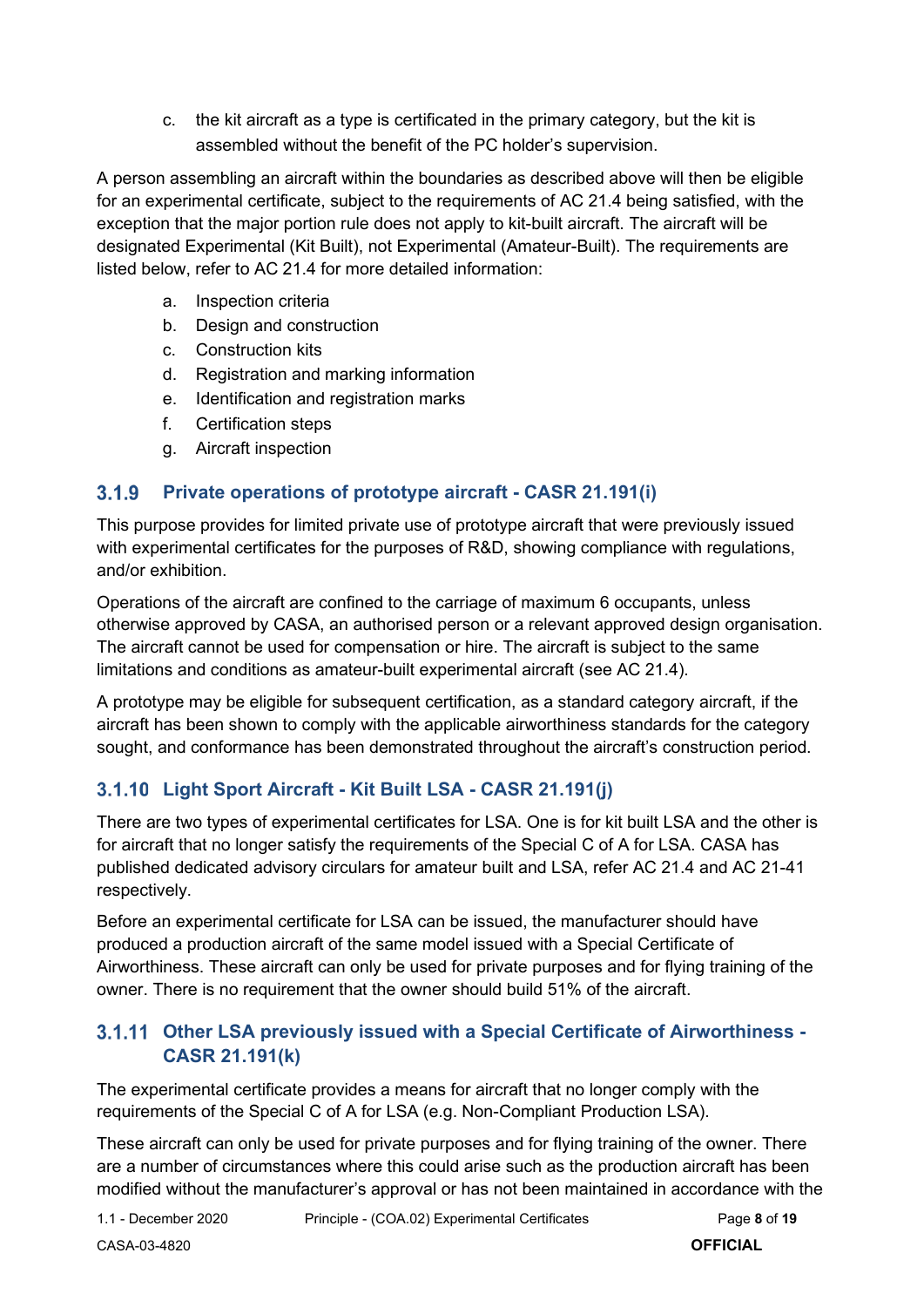c. the kit aircraft as a type is certificated in the primary category, but the kit is assembled without the benefit of the PC holder's supervision.

A person assembling an aircraft within the boundaries as described above will then be eligible for an experimental certificate, subject to the requirements of AC 21.4 being satisfied, with the exception that the major portion rule does not apply to kit-built aircraft. The aircraft will be designated Experimental (Kit Built), not Experimental (Amateur-Built). The requirements are listed below, refer to AC 21.4 for more detailed information:

a. Inspection criteria
b. Design and construction
c. Construction kits
d. Registration and marking information
e. Identification and registration marks
f. Certification steps
g. Aircraft inspection

### 3.1.9 Private operations of prototype aircraft - CASR 21.191(i)

This purpose provides for limited private use of prototype aircraft that were previously issued with experimental certificates for the purposes of R&D, showing compliance with regulations, and/or exhibition.

Operations of the aircraft are confined to the carriage of maximum 6 occupants, unless otherwise approved by CASA, an authorised person or a relevant approved design organisation. The aircraft cannot be used for compensation or hire. The aircraft is subject to the same limitations and conditions as amateur-built experimental aircraft (see AC 21.4).

A prototype may be eligible for subsequent certification, as a standard category aircraft, if the aircraft has been shown to comply with the applicable airworthiness standards for the category sought, and conformance has been demonstrated throughout the aircraft's construction period.

### 3.1.10 Light Sport Aircraft - Kit Built LSA - CASR 21.191(j)

There are two types of experimental certificates for LSA. One is for kit built LSA and the other is for aircraft that no longer satisfy the requirements of the Special C of A for LSA. CASA has published dedicated advisory circulars for amateur built and LSA, refer AC 21.4 and AC 21-41 respectively.

Before an experimental certificate for LSA can be issued, the manufacturer should have produced a production aircraft of the same model issued with a Special Certificate of Airworthiness. These aircraft can only be used for private purposes and for flying training of the owner. There is no requirement that the owner should build 51% of the aircraft.

### 3.1.11 Other LSA previously issued with a Special Certificate of Airworthiness - CASR 21.191(k)

The experimental certificate provides a means for aircraft that no longer comply with the requirements of the Special C of A for LSA (e.g. Non-Compliant Production LSA).

These aircraft can only be used for private purposes and for flying training of the owner. There are a number of circumstances where this could arise such as the production aircraft has been modified without the manufacturer's approval or has not been maintained in accordance with the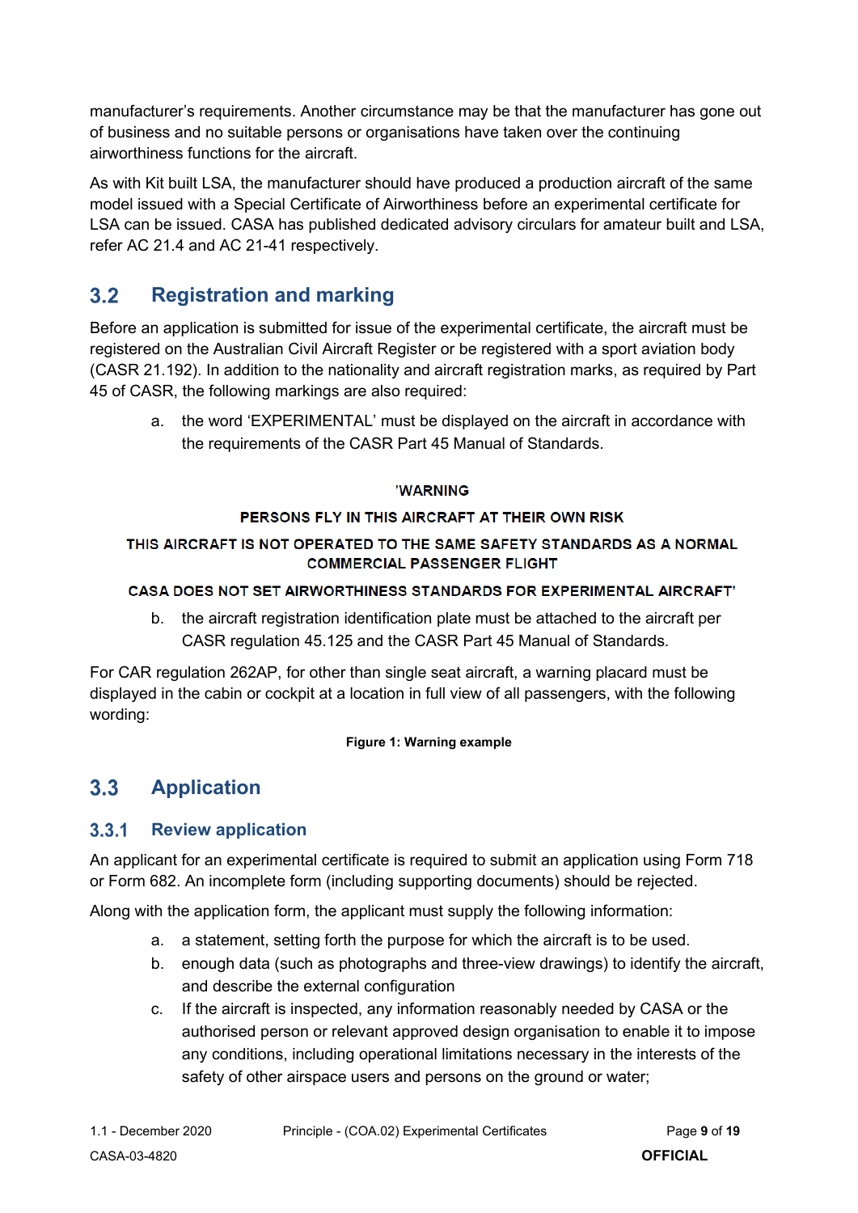manufacturer's requirements. Another circumstance may be that the manufacturer has gone out of business and no suitable persons or organisations have taken over the continuing airworthiness functions for the aircraft.

As with Kit built LSA, the manufacturer should have produced a production aircraft of the same model issued with a Special Certificate of Airworthiness before an experimental certificate for LSA can be issued. CASA has published dedicated advisory circulars for amateur built and LSA, refer AC 21.4 and AC 21-41 respectively.

## 3.2 Registration and marking

Before an application is submitted for issue of the experimental certificate, the aircraft must be registered on the Australian Civil Aircraft Register or be registered with a sport aviation body (CASR 21.192). In addition to the nationality and aircraft registration marks, as required by Part 45 of CASR, the following markings are also required:

a. the word 'EXPERIMENTAL' must be displayed on the aircraft in accordance with the requirements of the CASR Part 45 Manual of Standards.

**'WARNING**

**PERSONS FLY IN THIS AIRCRAFT AT THEIR OWN RISK**

**THIS AIRCRAFT IS NOT OPERATED TO THE SAME SAFETY STANDARDS AS A NORMAL COMMERCIAL PASSENGER FLIGHT**

**CASA DOES NOT SET AIRWORTHINESS STANDARDS FOR EXPERIMENTAL AIRCRAFT'**

b. the aircraft registration identification plate must be attached to the aircraft per CASR regulation 45.125 and the CASR Part 45 Manual of Standards.

For CAR regulation 262AP, for other than single seat aircraft, a warning placard must be displayed in the cabin or cockpit at a location in full view of all passengers, with the following wording:

**Figure 1: Warning example**

## 3.3 Application

### 3.3.1 Review application

An applicant for an experimental certificate is required to submit an application using Form 718 or Form 682. An incomplete form (including supporting documents) should be rejected.

Along with the application form, the applicant must supply the following information:

a. a statement, setting forth the purpose for which the aircraft is to be used.
b. enough data (such as photographs and three-view drawings) to identify the aircraft, and describe the external configuration
c. If the aircraft is inspected, any information reasonably needed by CASA or the authorised person or relevant approved design organisation to enable it to impose any conditions, including operational limitations necessary in the interests of the safety of other airspace users and persons on the ground or water;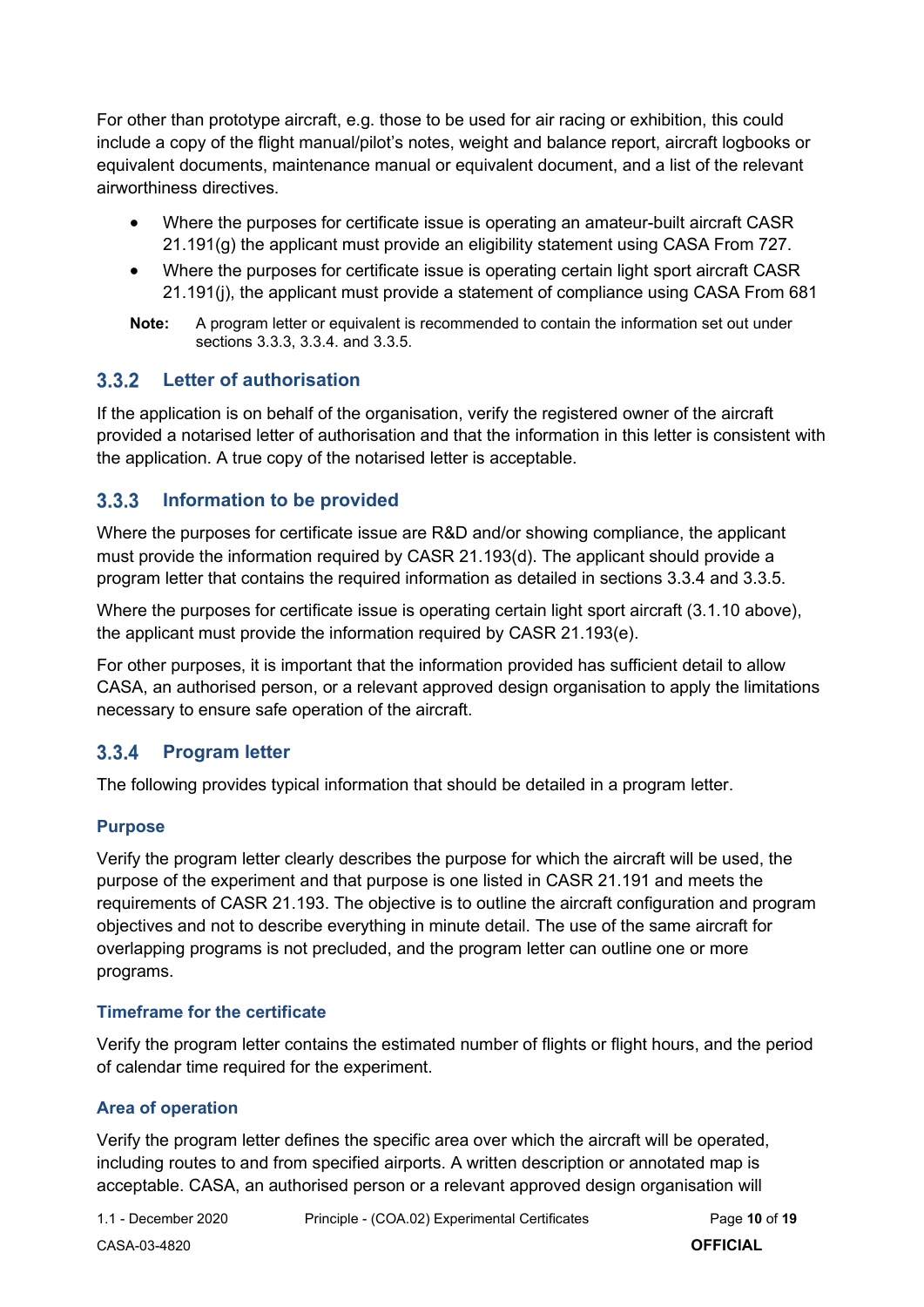For other than prototype aircraft, e.g. those to be used for air racing or exhibition, this could include a copy of the flight manual/pilot's notes, weight and balance report, aircraft logbooks or equivalent documents, maintenance manual or equivalent document, and a list of the relevant airworthiness directives.

- Where the purposes for certificate issue is operating an amateur-built aircraft CASR 21.191(g) the applicant must provide an eligibility statement using CASA From 727.
- Where the purposes for certificate issue is operating certain light sport aircraft CASR 21.191(j), the applicant must provide a statement of compliance using CASA From 681

**Note:** A program letter or equivalent is recommended to contain the information set out under sections 3.3.3, 3.3.4. and 3.3.5.

### 3.3.2 Letter of authorisation

If the application is on behalf of the organisation, verify the registered owner of the aircraft provided a notarised letter of authorisation and that the information in this letter is consistent with the application. A true copy of the notarised letter is acceptable.

### 3.3.3 Information to be provided

Where the purposes for certificate issue are R&D and/or showing compliance, the applicant must provide the information required by CASR 21.193(d). The applicant should provide a program letter that contains the required information as detailed in sections 3.3.4 and 3.3.5.

Where the purposes for certificate issue is operating certain light sport aircraft (3.1.10 above), the applicant must provide the information required by CASR 21.193(e).

For other purposes, it is important that the information provided has sufficient detail to allow CASA, an authorised person, or a relevant approved design organisation to apply the limitations necessary to ensure safe operation of the aircraft.

### 3.3.4 Program letter

The following provides typical information that should be detailed in a program letter.

#### Purpose

Verify the program letter clearly describes the purpose for which the aircraft will be used, the purpose of the experiment and that purpose is one listed in CASR 21.191 and meets the requirements of CASR 21.193. The objective is to outline the aircraft configuration and program objectives and not to describe everything in minute detail. The use of the same aircraft for overlapping programs is not precluded, and the program letter can outline one or more programs.

#### Timeframe for the certificate

Verify the program letter contains the estimated number of flights or flight hours, and the period of calendar time required for the experiment.

#### Area of operation

Verify the program letter defines the specific area over which the aircraft will be operated, including routes to and from specified airports. A written description or annotated map is acceptable. CASA, an authorised person or a relevant approved design organisation will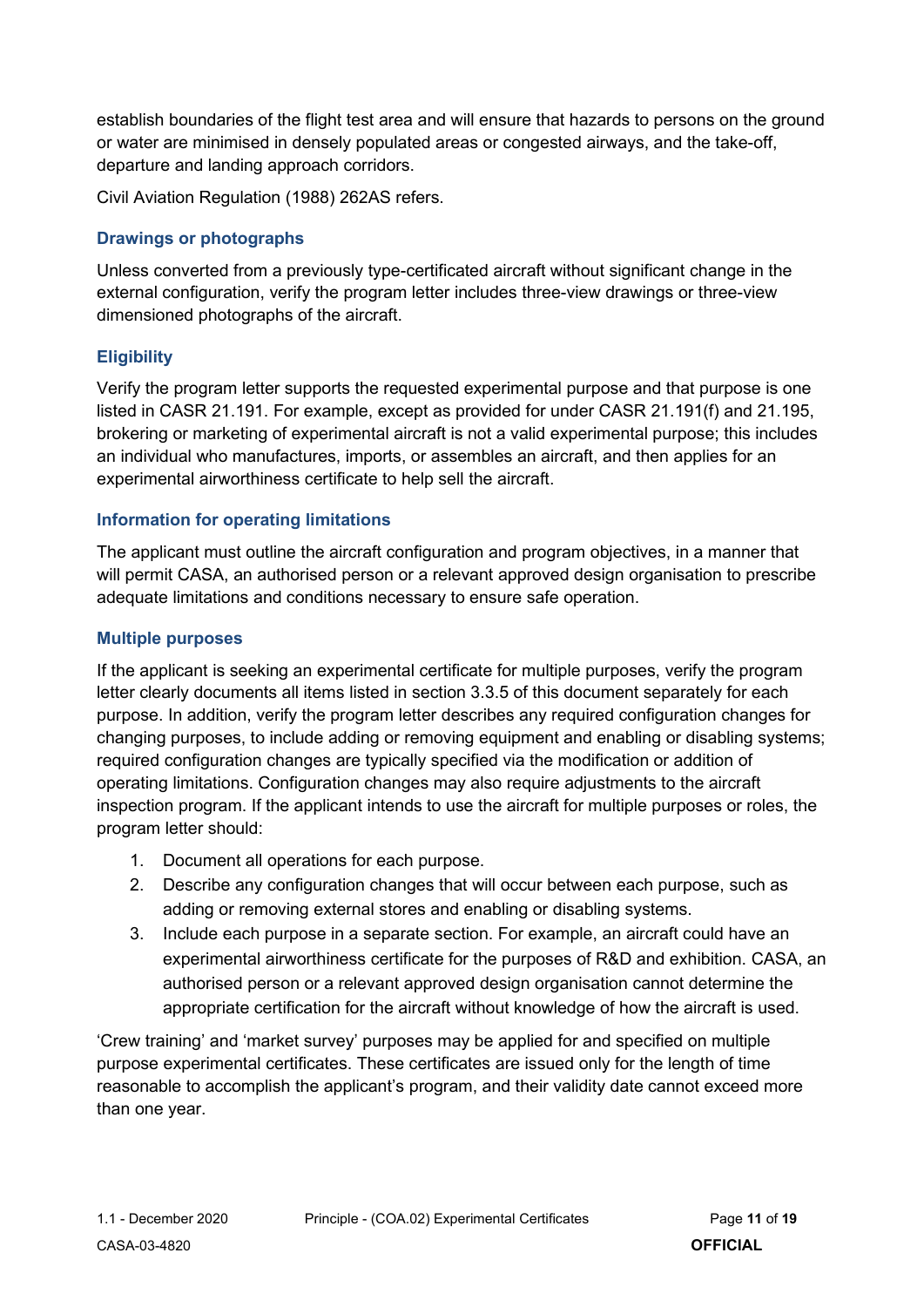establish boundaries of the flight test area and will ensure that hazards to persons on the ground or water are minimised in densely populated areas or congested airways, and the take-off, departure and landing approach corridors.

Civil Aviation Regulation (1988) 262AS refers.

### Drawings or photographs

Unless converted from a previously type-certificated aircraft without significant change in the external configuration, verify the program letter includes three-view drawings or three-view dimensioned photographs of the aircraft.

### Eligibility

Verify the program letter supports the requested experimental purpose and that purpose is one listed in CASR 21.191. For example, except as provided for under CASR 21.191(f) and 21.195, brokering or marketing of experimental aircraft is not a valid experimental purpose; this includes an individual who manufactures, imports, or assembles an aircraft, and then applies for an experimental airworthiness certificate to help sell the aircraft.

### Information for operating limitations

The applicant must outline the aircraft configuration and program objectives, in a manner that will permit CASA, an authorised person or a relevant approved design organisation to prescribe adequate limitations and conditions necessary to ensure safe operation.

### Multiple purposes

If the applicant is seeking an experimental certificate for multiple purposes, verify the program letter clearly documents all items listed in section 3.3.5 of this document separately for each purpose. In addition, verify the program letter describes any required configuration changes for changing purposes, to include adding or removing equipment and enabling or disabling systems; required configuration changes are typically specified via the modification or addition of operating limitations. Configuration changes may also require adjustments to the aircraft inspection program. If the applicant intends to use the aircraft for multiple purposes or roles, the program letter should:

1. Document all operations for each purpose.
2. Describe any configuration changes that will occur between each purpose, such as adding or removing external stores and enabling or disabling systems.
3. Include each purpose in a separate section. For example, an aircraft could have an experimental airworthiness certificate for the purposes of R&D and exhibition. CASA, an authorised person or a relevant approved design organisation cannot determine the appropriate certification for the aircraft without knowledge of how the aircraft is used.

'Crew training' and 'market survey' purposes may be applied for and specified on multiple purpose experimental certificates. These certificates are issued only for the length of time reasonable to accomplish the applicant's program, and their validity date cannot exceed more than one year.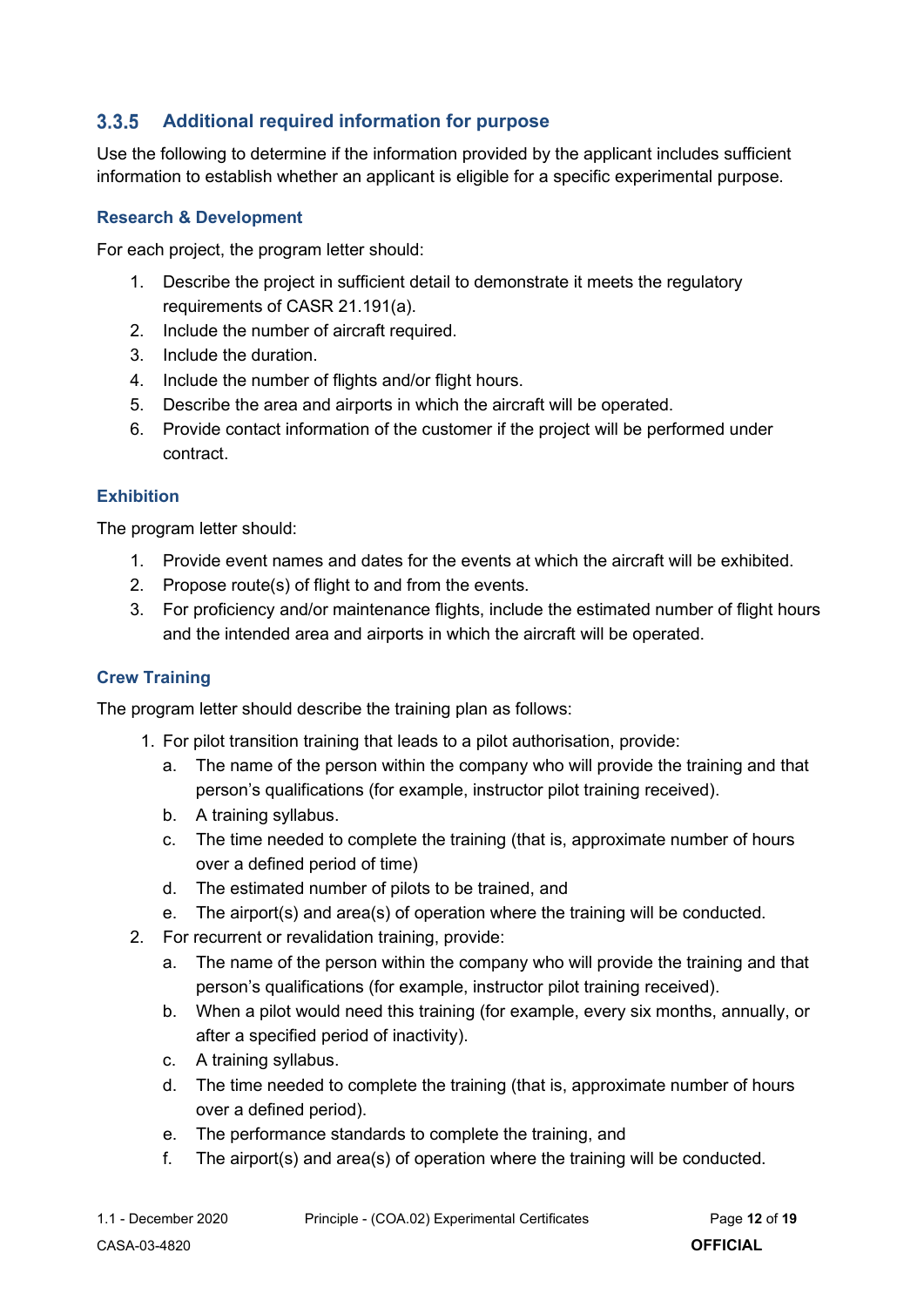### 3.3.5 Additional required information for purpose

Use the following to determine if the information provided by the applicant includes sufficient information to establish whether an applicant is eligible for a specific experimental purpose.

#### Research & Development

For each project, the program letter should:

1. Describe the project in sufficient detail to demonstrate it meets the regulatory requirements of CASR 21.191(a).
2. Include the number of aircraft required.
3. Include the duration.
4. Include the number of flights and/or flight hours.
5. Describe the area and airports in which the aircraft will be operated.
6. Provide contact information of the customer if the project will be performed under contract.

#### Exhibition

The program letter should:

1. Provide event names and dates for the events at which the aircraft will be exhibited.
2. Propose route(s) of flight to and from the events.
3. For proficiency and/or maintenance flights, include the estimated number of flight hours and the intended area and airports in which the aircraft will be operated.

#### Crew Training

The program letter should describe the training plan as follows:

1. For pilot transition training that leads to a pilot authorisation, provide:
   a. The name of the person within the company who will provide the training and that person's qualifications (for example, instructor pilot training received).
   b. A training syllabus.
   c. The time needed to complete the training (that is, approximate number of hours over a defined period of time)
   d. The estimated number of pilots to be trained, and
   e. The airport(s) and area(s) of operation where the training will be conducted.
2. For recurrent or revalidation training, provide:
   a. The name of the person within the company who will provide the training and that person's qualifications (for example, instructor pilot training received).
   b. When a pilot would need this training (for example, every six months, annually, or after a specified period of inactivity).
   c. A training syllabus.
   d. The time needed to complete the training (that is, approximate number of hours over a defined period).
   e. The performance standards to complete the training, and
   f. The airport(s) and area(s) of operation where the training will be conducted.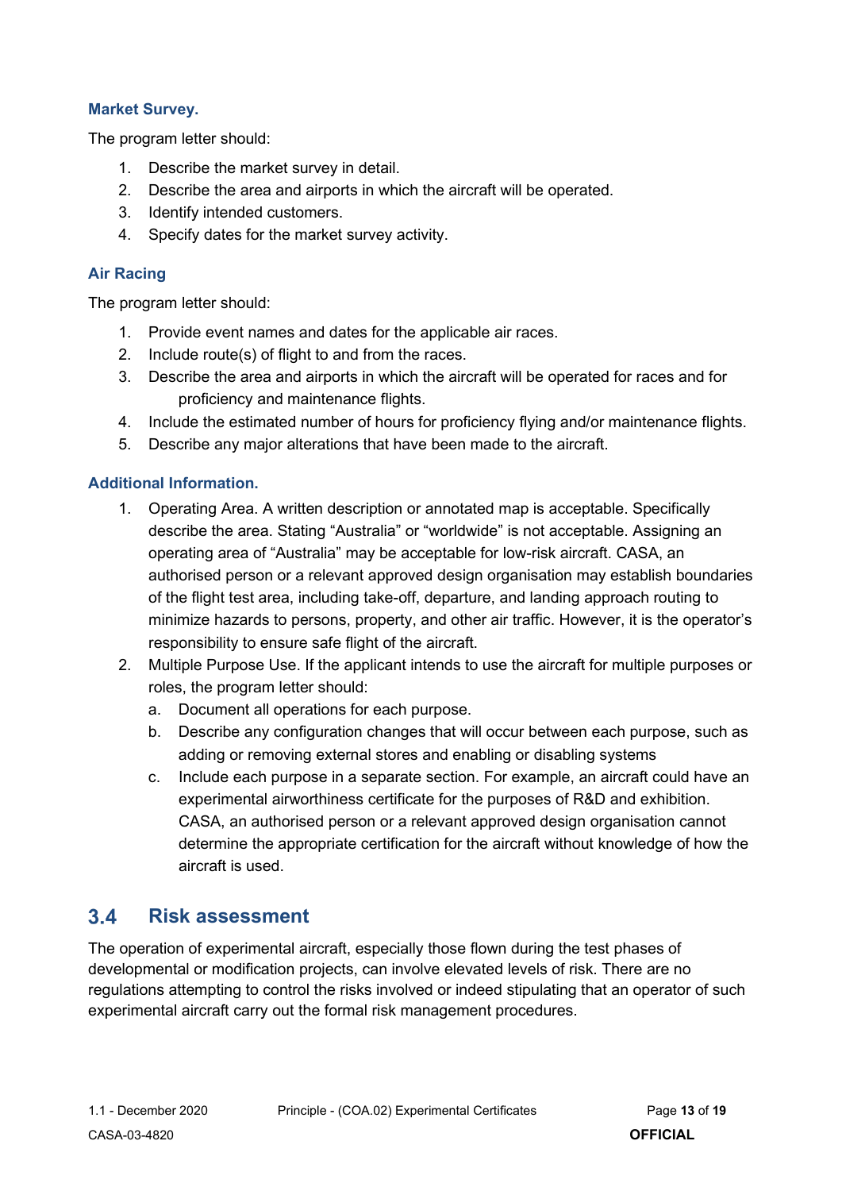### Market Survey.

The program letter should:

1. Describe the market survey in detail.
2. Describe the area and airports in which the aircraft will be operated.
3. Identify intended customers.
4. Specify dates for the market survey activity.

### Air Racing

The program letter should:

1. Provide event names and dates for the applicable air races.
2. Include route(s) of flight to and from the races.
3. Describe the area and airports in which the aircraft will be operated for races and for proficiency and maintenance flights.
4. Include the estimated number of hours for proficiency flying and/or maintenance flights.
5. Describe any major alterations that have been made to the aircraft.

### Additional Information.

1. Operating Area. A written description or annotated map is acceptable. Specifically describe the area. Stating "Australia" or "worldwide" is not acceptable. Assigning an operating area of "Australia" may be acceptable for low-risk aircraft. CASA, an authorised person or a relevant approved design organisation may establish boundaries of the flight test area, including take-off, departure, and landing approach routing to minimize hazards to persons, property, and other air traffic. However, it is the operator's responsibility to ensure safe flight of the aircraft.
2. Multiple Purpose Use. If the applicant intends to use the aircraft for multiple purposes or roles, the program letter should:
   a. Document all operations for each purpose.
   b. Describe any configuration changes that will occur between each purpose, such as adding or removing external stores and enabling or disabling systems
   c. Include each purpose in a separate section. For example, an aircraft could have an experimental airworthiness certificate for the purposes of R&D and exhibition. CASA, an authorised person or a relevant approved design organisation cannot determine the appropriate certification for the aircraft without knowledge of how the aircraft is used.

## 3.4 Risk assessment

The operation of experimental aircraft, especially those flown during the test phases of developmental or modification projects, can involve elevated levels of risk. There are no regulations attempting to control the risks involved or indeed stipulating that an operator of such experimental aircraft carry out the formal risk management procedures.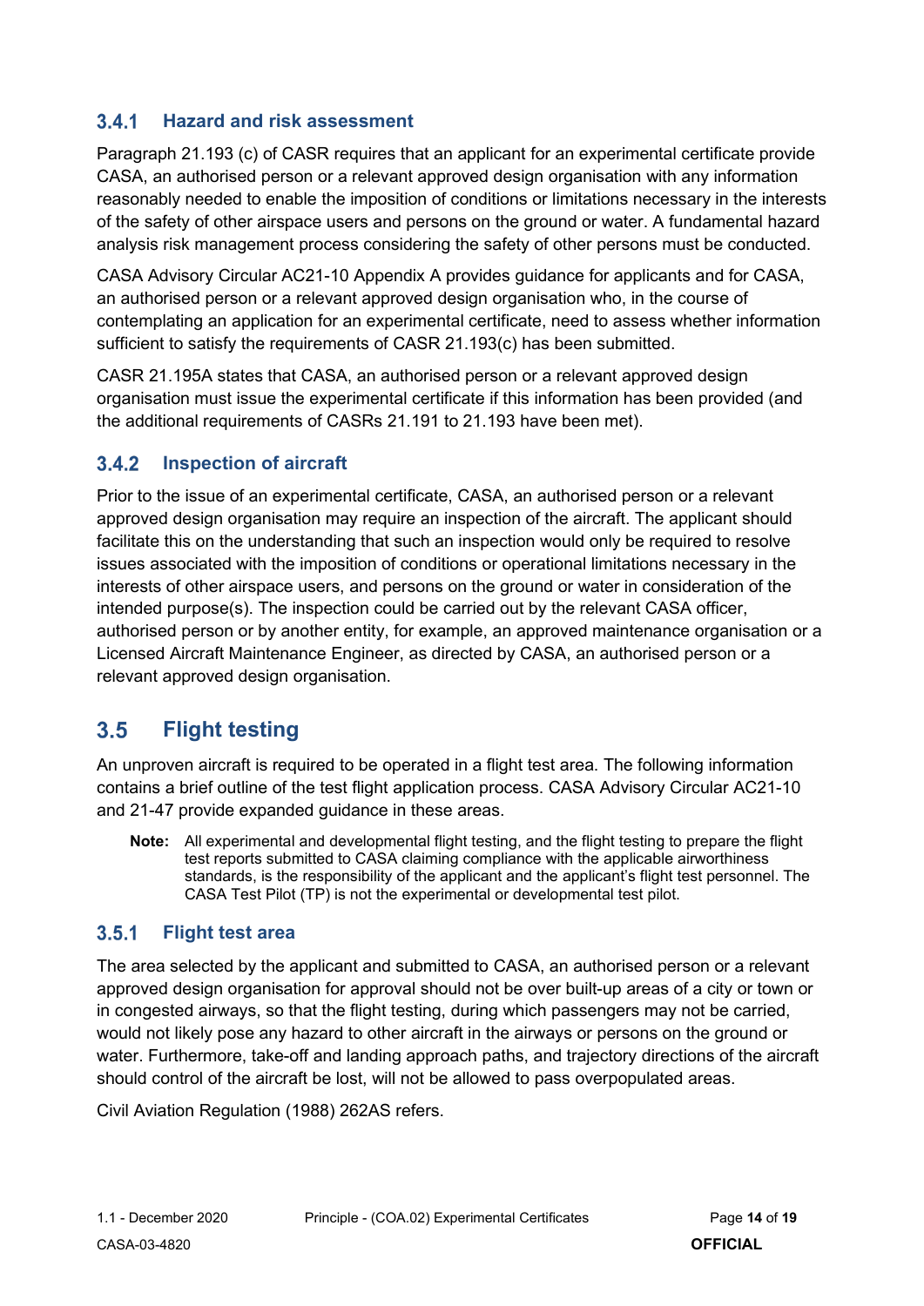### 3.4.1 Hazard and risk assessment

Paragraph 21.193 (c) of CASR requires that an applicant for an experimental certificate provide CASA, an authorised person or a relevant approved design organisation with any information reasonably needed to enable the imposition of conditions or limitations necessary in the interests of the safety of other airspace users and persons on the ground or water. A fundamental hazard analysis risk management process considering the safety of other persons must be conducted.

CASA Advisory Circular AC21-10 Appendix A provides guidance for applicants and for CASA, an authorised person or a relevant approved design organisation who, in the course of contemplating an application for an experimental certificate, need to assess whether information sufficient to satisfy the requirements of CASR 21.193(c) has been submitted.

CASR 21.195A states that CASA, an authorised person or a relevant approved design organisation must issue the experimental certificate if this information has been provided (and the additional requirements of CASRs 21.191 to 21.193 have been met).

### 3.4.2 Inspection of aircraft

Prior to the issue of an experimental certificate, CASA, an authorised person or a relevant approved design organisation may require an inspection of the aircraft. The applicant should facilitate this on the understanding that such an inspection would only be required to resolve issues associated with the imposition of conditions or operational limitations necessary in the interests of other airspace users, and persons on the ground or water in consideration of the intended purpose(s). The inspection could be carried out by the relevant CASA officer, authorised person or by another entity, for example, an approved maintenance organisation or a Licensed Aircraft Maintenance Engineer, as directed by CASA, an authorised person or a relevant approved design organisation.

## 3.5 Flight testing

An unproven aircraft is required to be operated in a flight test area. The following information contains a brief outline of the test flight application process. CASA Advisory Circular AC21-10 and 21-47 provide expanded guidance in these areas.

> **Note:** All experimental and developmental flight testing, and the flight testing to prepare the flight test reports submitted to CASA claiming compliance with the applicable airworthiness standards, is the responsibility of the applicant and the applicant's flight test personnel. The CASA Test Pilot (TP) is not the experimental or developmental test pilot.

### 3.5.1 Flight test area

The area selected by the applicant and submitted to CASA, an authorised person or a relevant approved design organisation for approval should not be over built-up areas of a city or town or in congested airways, so that the flight testing, during which passengers may not be carried, would not likely pose any hazard to other aircraft in the airways or persons on the ground or water. Furthermore, take-off and landing approach paths, and trajectory directions of the aircraft should control of the aircraft be lost, will not be allowed to pass overpopulated areas.

Civil Aviation Regulation (1988) 262AS refers.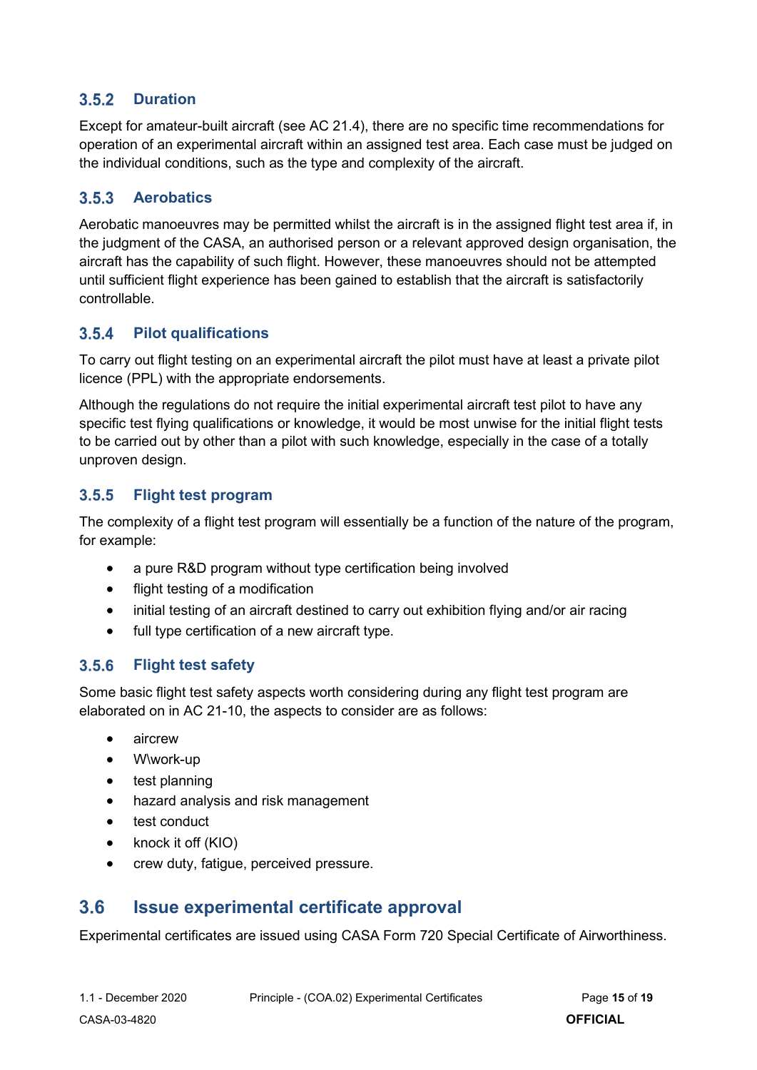### 3.5.2 Duration

Except for amateur-built aircraft (see AC 21.4), there are no specific time recommendations for operation of an experimental aircraft within an assigned test area. Each case must be judged on the individual conditions, such as the type and complexity of the aircraft.

### 3.5.3 Aerobatics

Aerobatic manoeuvres may be permitted whilst the aircraft is in the assigned flight test area if, in the judgment of the CASA, an authorised person or a relevant approved design organisation, the aircraft has the capability of such flight. However, these manoeuvres should not be attempted until sufficient flight experience has been gained to establish that the aircraft is satisfactorily controllable.

### 3.5.4 Pilot qualifications

To carry out flight testing on an experimental aircraft the pilot must have at least a private pilot licence (PPL) with the appropriate endorsements.

Although the regulations do not require the initial experimental aircraft test pilot to have any specific test flying qualifications or knowledge, it would be most unwise for the initial flight tests to be carried out by other than a pilot with such knowledge, especially in the case of a totally unproven design.

### 3.5.5 Flight test program

The complexity of a flight test program will essentially be a function of the nature of the program, for example:

- a pure R&D program without type certification being involved
- flight testing of a modification
- initial testing of an aircraft destined to carry out exhibition flying and/or air racing
- full type certification of a new aircraft type.

### 3.5.6 Flight test safety

Some basic flight test safety aspects worth considering during any flight test program are elaborated on in AC 21-10, the aspects to consider are as follows:

- aircrew
- W\work-up
- test planning
- hazard analysis and risk management
- test conduct
- knock it off (KIO)
- crew duty, fatigue, perceived pressure.

## 3.6 Issue experimental certificate approval

Experimental certificates are issued using CASA Form 720 Special Certificate of Airworthiness.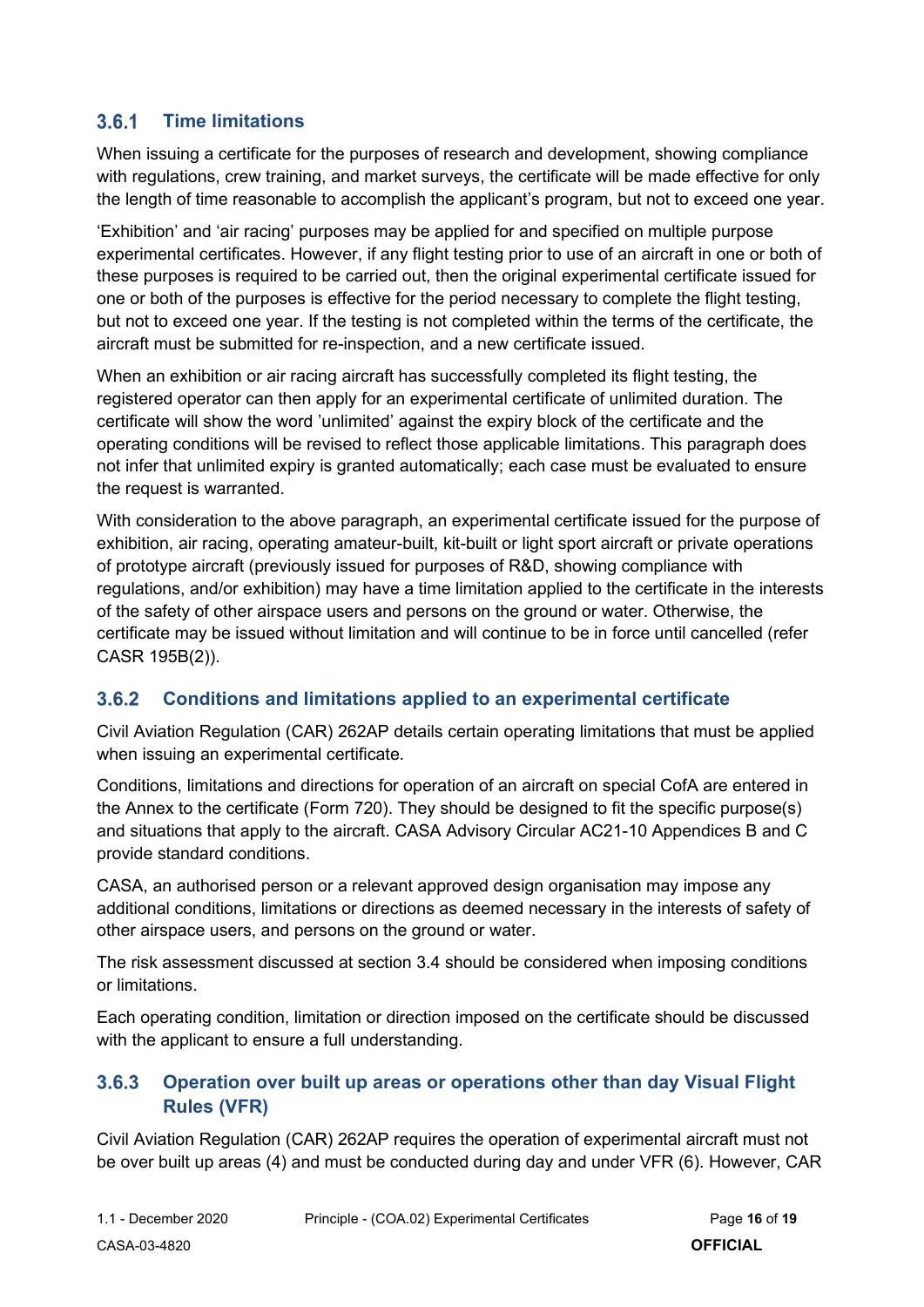### 3.6.1 Time limitations

When issuing a certificate for the purposes of research and development, showing compliance with regulations, crew training, and market surveys, the certificate will be made effective for only the length of time reasonable to accomplish the applicant's program, but not to exceed one year.

'Exhibition' and 'air racing' purposes may be applied for and specified on multiple purpose experimental certificates. However, if any flight testing prior to use of an aircraft in one or both of these purposes is required to be carried out, then the original experimental certificate issued for one or both of the purposes is effective for the period necessary to complete the flight testing, but not to exceed one year. If the testing is not completed within the terms of the certificate, the aircraft must be submitted for re-inspection, and a new certificate issued.

When an exhibition or air racing aircraft has successfully completed its flight testing, the registered operator can then apply for an experimental certificate of unlimited duration. The certificate will show the word 'unlimited' against the expiry block of the certificate and the operating conditions will be revised to reflect those applicable limitations. This paragraph does not infer that unlimited expiry is granted automatically; each case must be evaluated to ensure the request is warranted.

With consideration to the above paragraph, an experimental certificate issued for the purpose of exhibition, air racing, operating amateur-built, kit-built or light sport aircraft or private operations of prototype aircraft (previously issued for purposes of R&D, showing compliance with regulations, and/or exhibition) may have a time limitation applied to the certificate in the interests of the safety of other airspace users and persons on the ground or water. Otherwise, the certificate may be issued without limitation and will continue to be in force until cancelled (refer CASR 195B(2)).

### 3.6.2 Conditions and limitations applied to an experimental certificate

Civil Aviation Regulation (CAR) 262AP details certain operating limitations that must be applied when issuing an experimental certificate.

Conditions, limitations and directions for operation of an aircraft on special CofA are entered in the Annex to the certificate (Form 720). They should be designed to fit the specific purpose(s) and situations that apply to the aircraft. CASA Advisory Circular AC21-10 Appendices B and C provide standard conditions.

CASA, an authorised person or a relevant approved design organisation may impose any additional conditions, limitations or directions as deemed necessary in the interests of safety of other airspace users, and persons on the ground or water.

The risk assessment discussed at section 3.4 should be considered when imposing conditions or limitations.

Each operating condition, limitation or direction imposed on the certificate should be discussed with the applicant to ensure a full understanding.

### 3.6.3 Operation over built up areas or operations other than day Visual Flight Rules (VFR)

Civil Aviation Regulation (CAR) 262AP requires the operation of experimental aircraft must not be over built up areas (4) and must be conducted during day and under VFR (6). However, CAR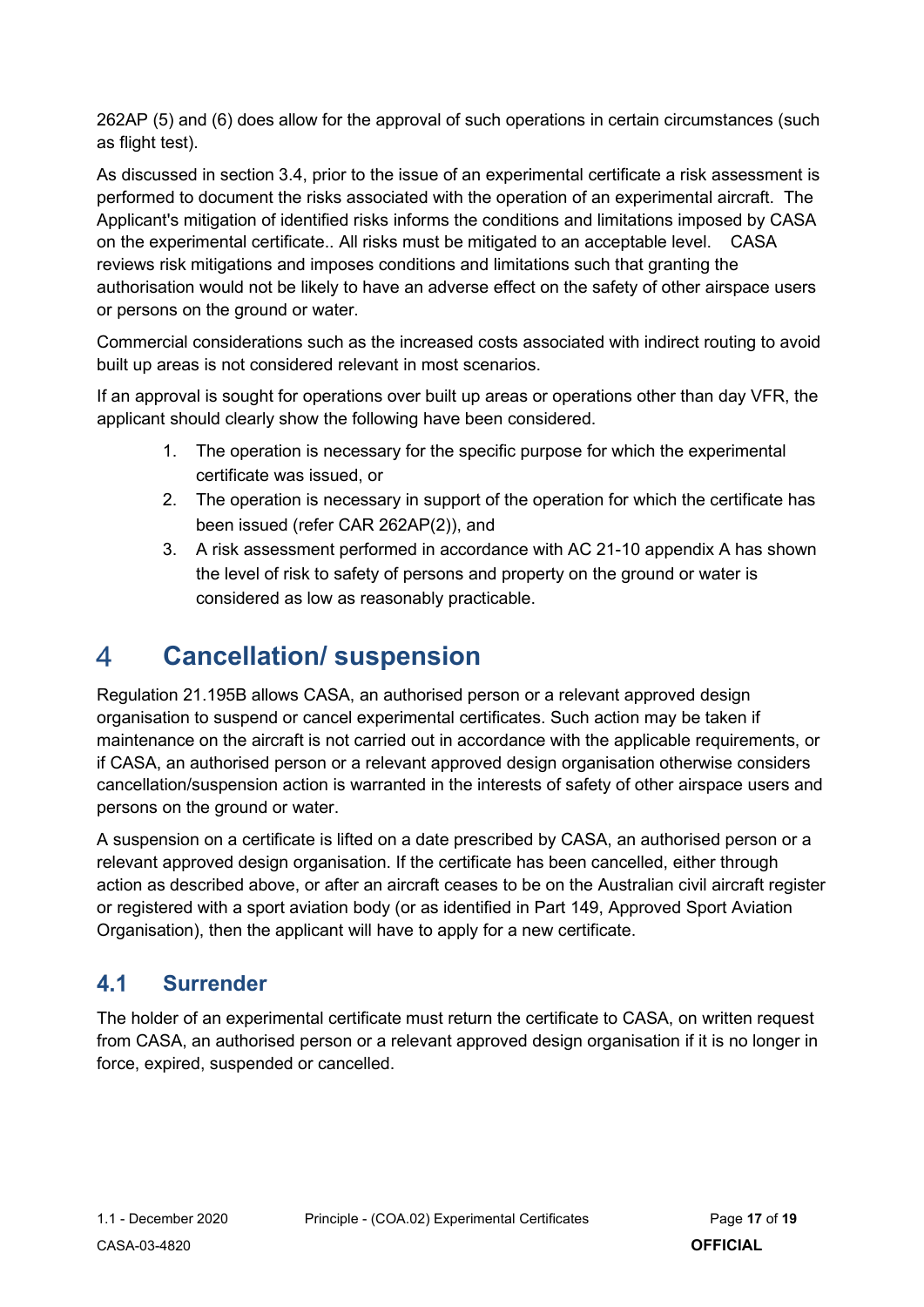262AP (5) and (6) does allow for the approval of such operations in certain circumstances (such as flight test).

As discussed in section 3.4, prior to the issue of an experimental certificate a risk assessment is performed to document the risks associated with the operation of an experimental aircraft. The Applicant's mitigation of identified risks informs the conditions and limitations imposed by CASA on the experimental certificate.. All risks must be mitigated to an acceptable level. CASA reviews risk mitigations and imposes conditions and limitations such that granting the authorisation would not be likely to have an adverse effect on the safety of other airspace users or persons on the ground or water.

Commercial considerations such as the increased costs associated with indirect routing to avoid built up areas is not considered relevant in most scenarios.

If an approval is sought for operations over built up areas or operations other than day VFR, the applicant should clearly show the following have been considered.

1. The operation is necessary for the specific purpose for which the experimental certificate was issued, or
2. The operation is necessary in support of the operation for which the certificate has been issued (refer CAR 262AP(2)), and
3. A risk assessment performed in accordance with AC 21-10 appendix A has shown the level of risk to safety of persons and property on the ground or water is considered as low as reasonably practicable.

# 4 Cancellation/ suspension

Regulation 21.195B allows CASA, an authorised person or a relevant approved design organisation to suspend or cancel experimental certificates. Such action may be taken if maintenance on the aircraft is not carried out in accordance with the applicable requirements, or if CASA, an authorised person or a relevant approved design organisation otherwise considers cancellation/suspension action is warranted in the interests of safety of other airspace users and persons on the ground or water.

A suspension on a certificate is lifted on a date prescribed by CASA, an authorised person or a relevant approved design organisation. If the certificate has been cancelled, either through action as described above, or after an aircraft ceases to be on the Australian civil aircraft register or registered with a sport aviation body (or as identified in Part 149, Approved Sport Aviation Organisation), then the applicant will have to apply for a new certificate.

## 4.1 Surrender

The holder of an experimental certificate must return the certificate to CASA, on written request from CASA, an authorised person or a relevant approved design organisation if it is no longer in force, expired, suspended or cancelled.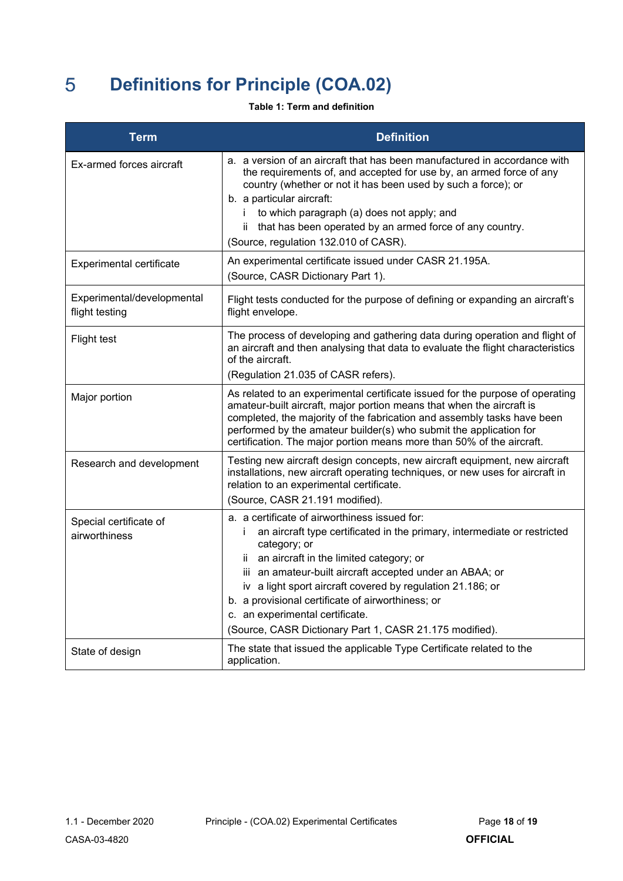# 5 Definitions for Principle (COA.02)

**Table 1: Term and definition**

| Term | Definition |
|---|---|
| Ex-armed forces aircraft | a. a version of an aircraft that has been manufactured in accordance with the requirements of, and accepted for use by, an armed force of any country (whether or not it has been used by such a force); or<br>b. a particular aircraft:<br>i to which paragraph (a) does not apply; and<br>ii that has been operated by an armed force of any country.<br>(Source, regulation 132.010 of CASR). |
| Experimental certificate | An experimental certificate issued under CASR 21.195A.<br>(Source, CASR Dictionary Part 1). |
| Experimental/developmental flight testing | Flight tests conducted for the purpose of defining or expanding an aircraft's flight envelope. |
| Flight test | The process of developing and gathering data during operation and flight of an aircraft and then analysing that data to evaluate the flight characteristics of the aircraft.<br>(Regulation 21.035 of CASR refers). |
| Major portion | As related to an experimental certificate issued for the purpose of operating amateur-built aircraft, major portion means that when the aircraft is completed, the majority of the fabrication and assembly tasks have been performed by the amateur builder(s) who submit the application for certification. The major portion means more than 50% of the aircraft. |
| Research and development | Testing new aircraft design concepts, new aircraft equipment, new aircraft installations, new aircraft operating techniques, or new uses for aircraft in relation to an experimental certificate.<br>(Source, CASR 21.191 modified). |
| Special certificate of airworthiness | a. a certificate of airworthiness issued for:<br>i an aircraft type certificated in the primary, intermediate or restricted category; or<br>ii an aircraft in the limited category; or<br>iii an amateur-built aircraft accepted under an ABAA; or<br>iv a light sport aircraft covered by regulation 21.186; or<br>b. a provisional certificate of airworthiness; or<br>c. an experimental certificate.<br>(Source, CASR Dictionary Part 1, CASR 21.175 modified). |
| State of design | The state that issued the applicable Type Certificate related to the application. |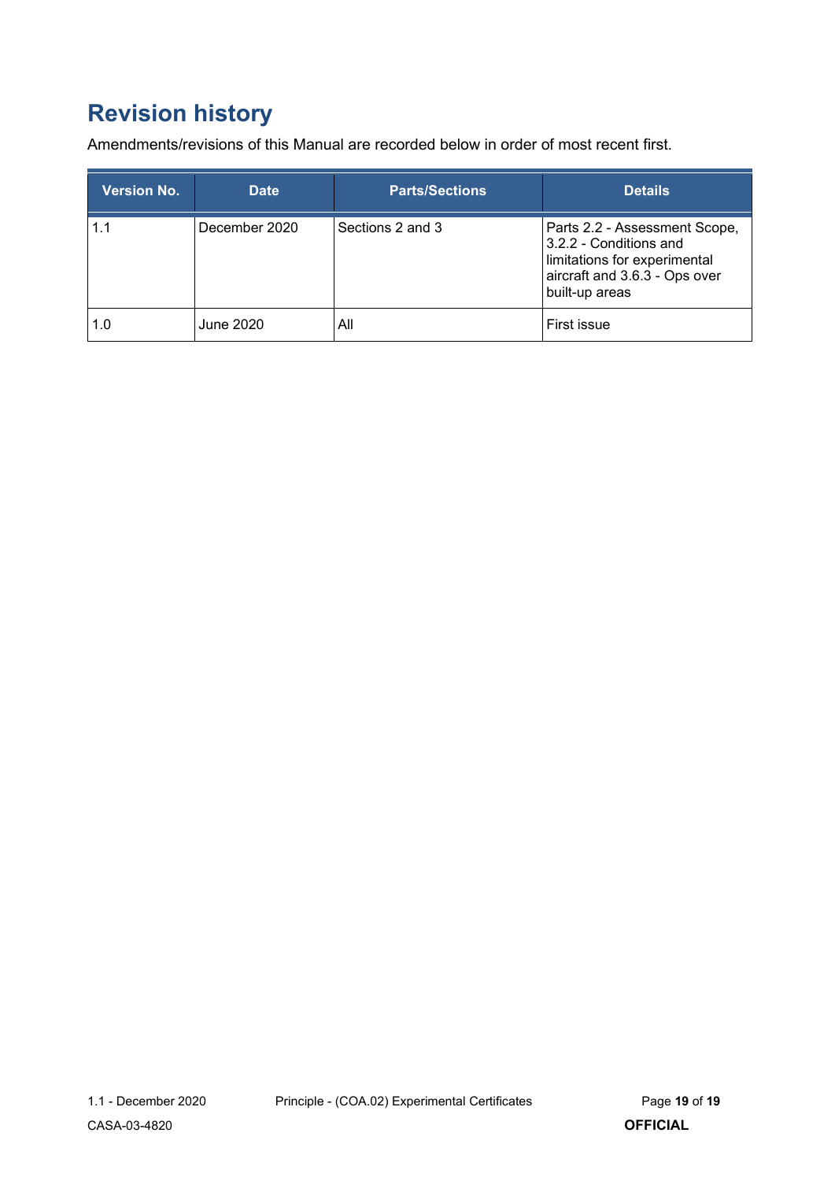# Revision history

Amendments/revisions of this Manual are recorded below in order of most recent first.

| Version No. | Date | Parts/Sections | Details |
|---|---|---|---|
| 1.1 | December 2020 | Sections 2 and 3 | Parts 2.2 - Assessment Scope, 3.2.2 - Conditions and limitations for experimental aircraft and 3.6.3 - Ops over built-up areas |
| 1.0 | June 2020 | All | First issue |